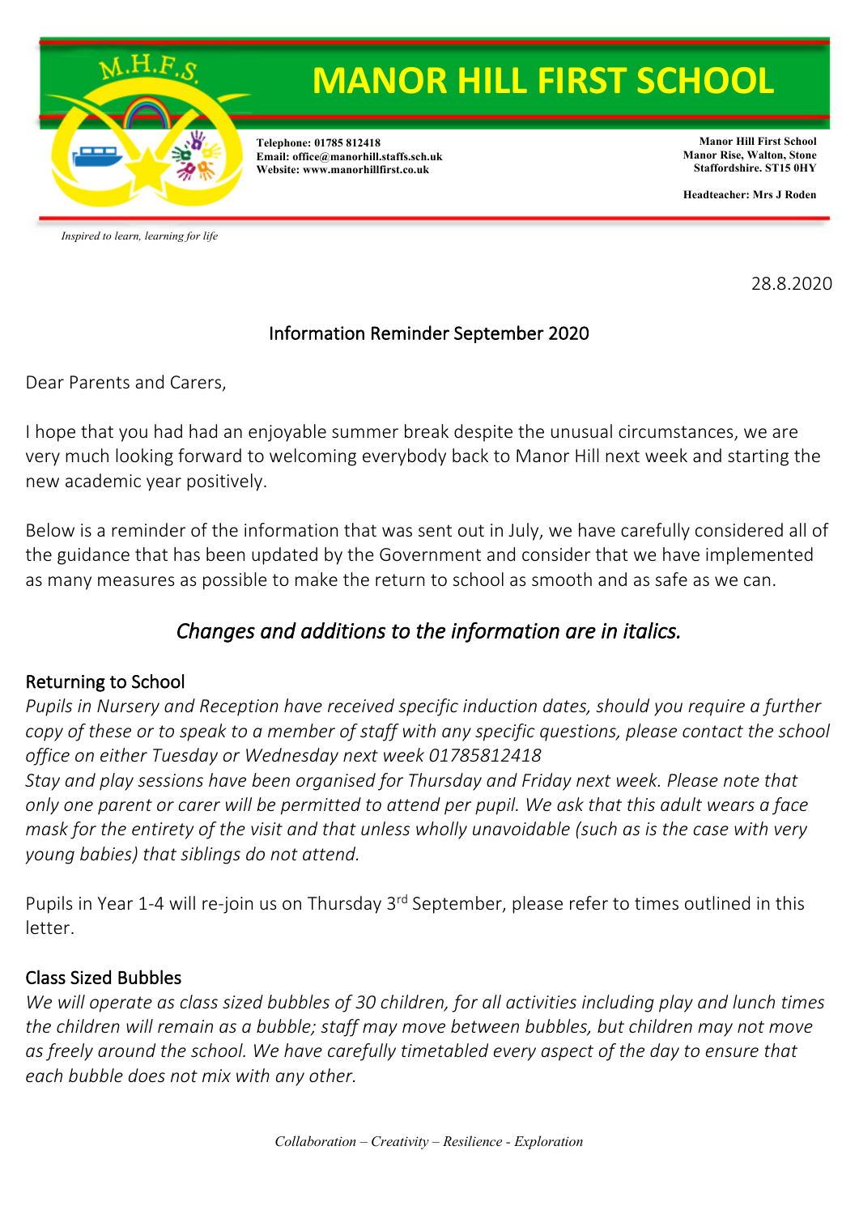# MANOR HILL FIRST SCHOOL

Telephone: 01785 812418
Email: office@manorhill.staffs.sch.uk
Website: www.manorhillfirst.co.uk

Manor Hill First School
Manor Rise, Walton, Stone
Staffordshire. ST15 0HY

Headteacher: Mrs J Roden

*Inspired to learn, learning for life*

28.8.2020

## Information Reminder September 2020

Dear Parents and Carers,

I hope that you had had an enjoyable summer break despite the unusual circumstances, we are very much looking forward to welcoming everybody back to Manor Hill next week and starting the new academic year positively.

Below is a reminder of the information that was sent out in July, we have carefully considered all of the guidance that has been updated by the Government and consider that we have implemented as many measures as possible to make the return to school as smooth and as safe as we can.

### *Changes and additions to the information are in italics.*

### Returning to School

*Pupils in Nursery and Reception have received specific induction dates, should you require a further copy of these or to speak to a member of staff with any specific questions, please contact the school office on either Tuesday or Wednesday next week 01785812418*
*Stay and play sessions have been organised for Thursday and Friday next week. Please note that only one parent or carer will be permitted to attend per pupil. We ask that this adult wears a face mask for the entirety of the visit and that unless wholly unavoidable (such as is the case with very young babies) that siblings do not attend.*

Pupils in Year 1-4 will re-join us on Thursday 3rd September, please refer to times outlined in this letter.

### Class Sized Bubbles

*We will operate as class sized bubbles of 30 children, for all activities including play and lunch times the children will remain as a bubble; staff may move between bubbles, but children may not move as freely around the school. We have carefully timetabled every aspect of the day to ensure that each bubble does not mix with any other.*

*Collaboration – Creativity – Resilience - Exploration*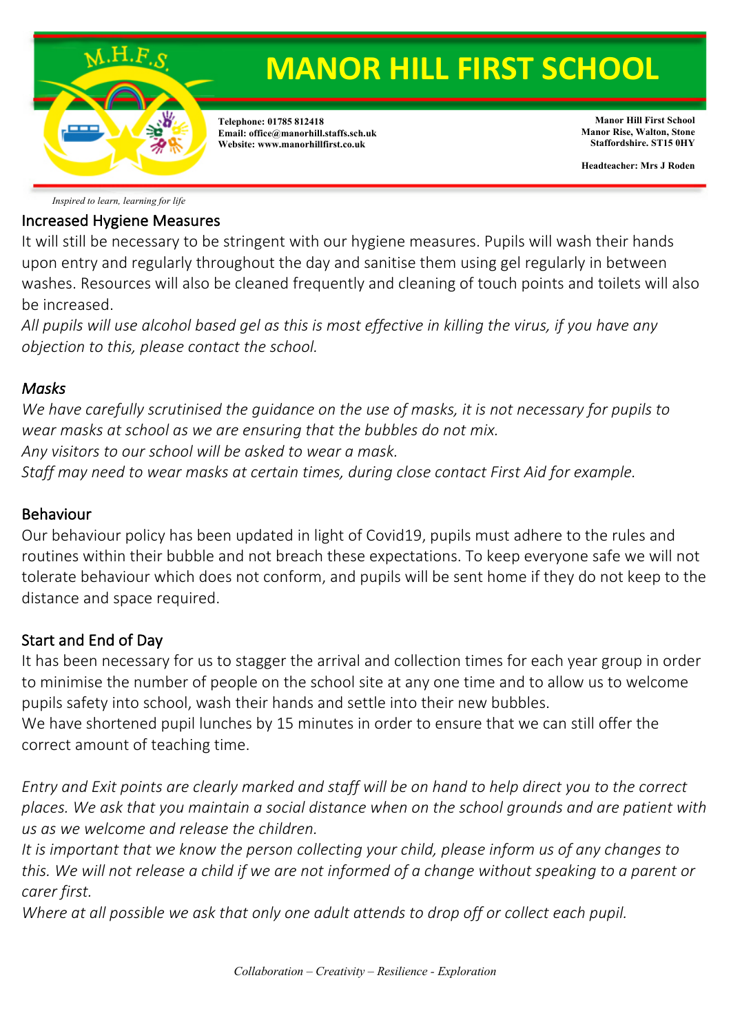## Increased Hygiene Measures

It will still be necessary to be stringent with our hygiene measures. Pupils will wash their hands upon entry and regularly throughout the day and sanitise them using gel regularly in between washes. Resources will also be cleaned frequently and cleaning of touch points and toilets will also be increased.

*All pupils will use alcohol based gel as this is most effective in killing the virus, if you have any objection to this, please contact the school.*

## *Masks*

*We have carefully scrutinised the guidance on the use of masks, it is not necessary for pupils to wear masks at school as we are ensuring that the bubbles do not mix.*

*Any visitors to our school will be asked to wear a mask.*

*Staff may need to wear masks at certain times, during close contact First Aid for example.*

## Behaviour

Our behaviour policy has been updated in light of Covid19, pupils must adhere to the rules and routines within their bubble and not breach these expectations. To keep everyone safe we will not tolerate behaviour which does not conform, and pupils will be sent home if they do not keep to the distance and space required.

## Start and End of Day

It has been necessary for us to stagger the arrival and collection times for each year group in order to minimise the number of people on the school site at any one time and to allow us to welcome pupils safety into school, wash their hands and settle into their new bubbles.

We have shortened pupil lunches by 15 minutes in order to ensure that we can still offer the correct amount of teaching time.

*Entry and Exit points are clearly marked and staff will be on hand to help direct you to the correct places. We ask that you maintain a social distance when on the school grounds and are patient with us as we welcome and release the children.*

*It is important that we know the person collecting your child, please inform us of any changes to this. We will not release a child if we are not informed of a change without speaking to a parent or carer first.*

*Where at all possible we ask that only one adult attends to drop off or collect each pupil.*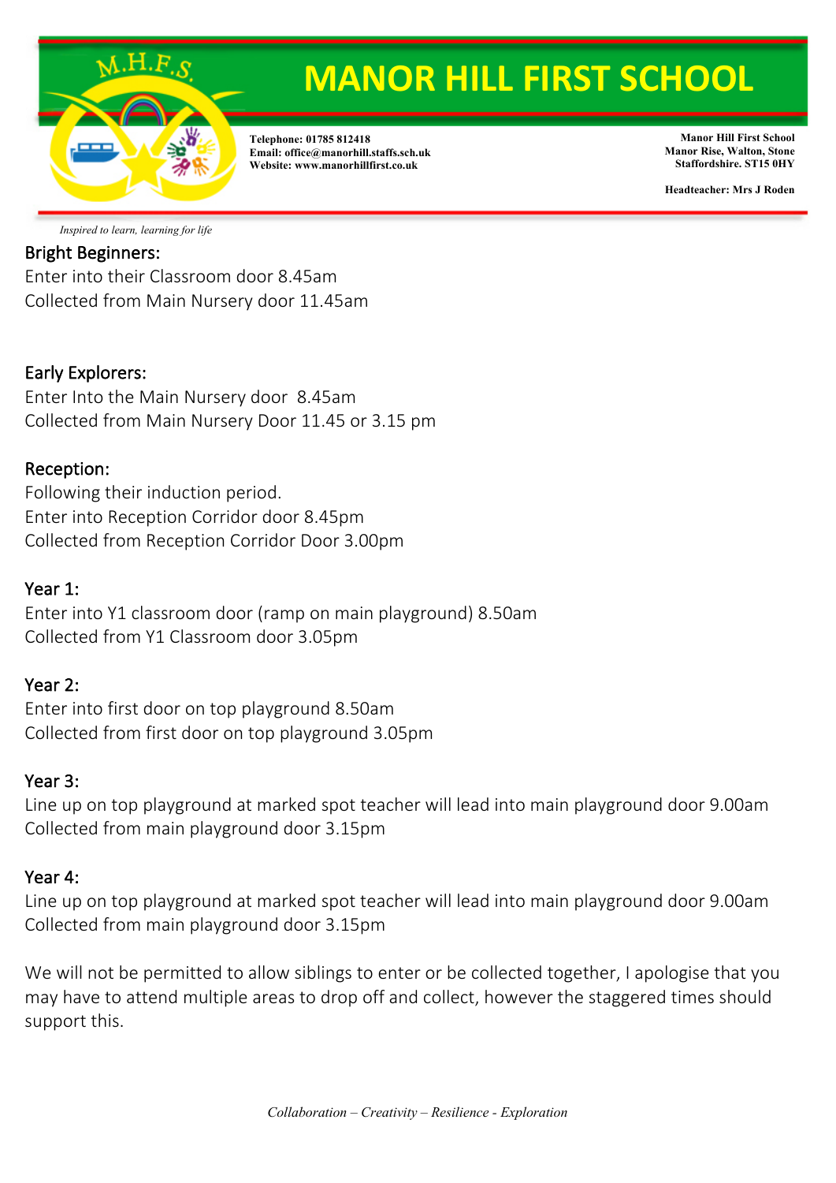# MANOR HILL FIRST SCHOOL

**Telephone: 01785 812418**
**Email: office@manorhill.staffs.sch.uk**
**Website: www.manorhillfirst.co.uk**

**Manor Hill First School**
**Manor Rise, Walton, Stone**
**Staffordshire. ST15 0HY**

**Headteacher: Mrs J Roden**

*Inspired to learn, learning for life*

Bright Beginners:
Enter into their Classroom door 8.45am
Collected from Main Nursery door 11.45am

Early Explorers:
Enter Into the Main Nursery door 8.45am
Collected from Main Nursery Door 11.45 or 3.15 pm

Reception:
Following their induction period.
Enter into Reception Corridor door 8.45pm
Collected from Reception Corridor Door 3.00pm

Year 1:
Enter into Y1 classroom door (ramp on main playground) 8.50am
Collected from Y1 Classroom door 3.05pm

Year 2:
Enter into first door on top playground 8.50am
Collected from first door on top playground 3.05pm

Year 3:
Line up on top playground at marked spot teacher will lead into main playground door 9.00am
Collected from main playground door 3.15pm

Year 4:
Line up on top playground at marked spot teacher will lead into main playground door 9.00am
Collected from main playground door 3.15pm

We will not be permitted to allow siblings to enter or be collected together, I apologise that you may have to attend multiple areas to drop off and collect, however the staggered times should support this.

*Collaboration – Creativity – Resilience - Exploration*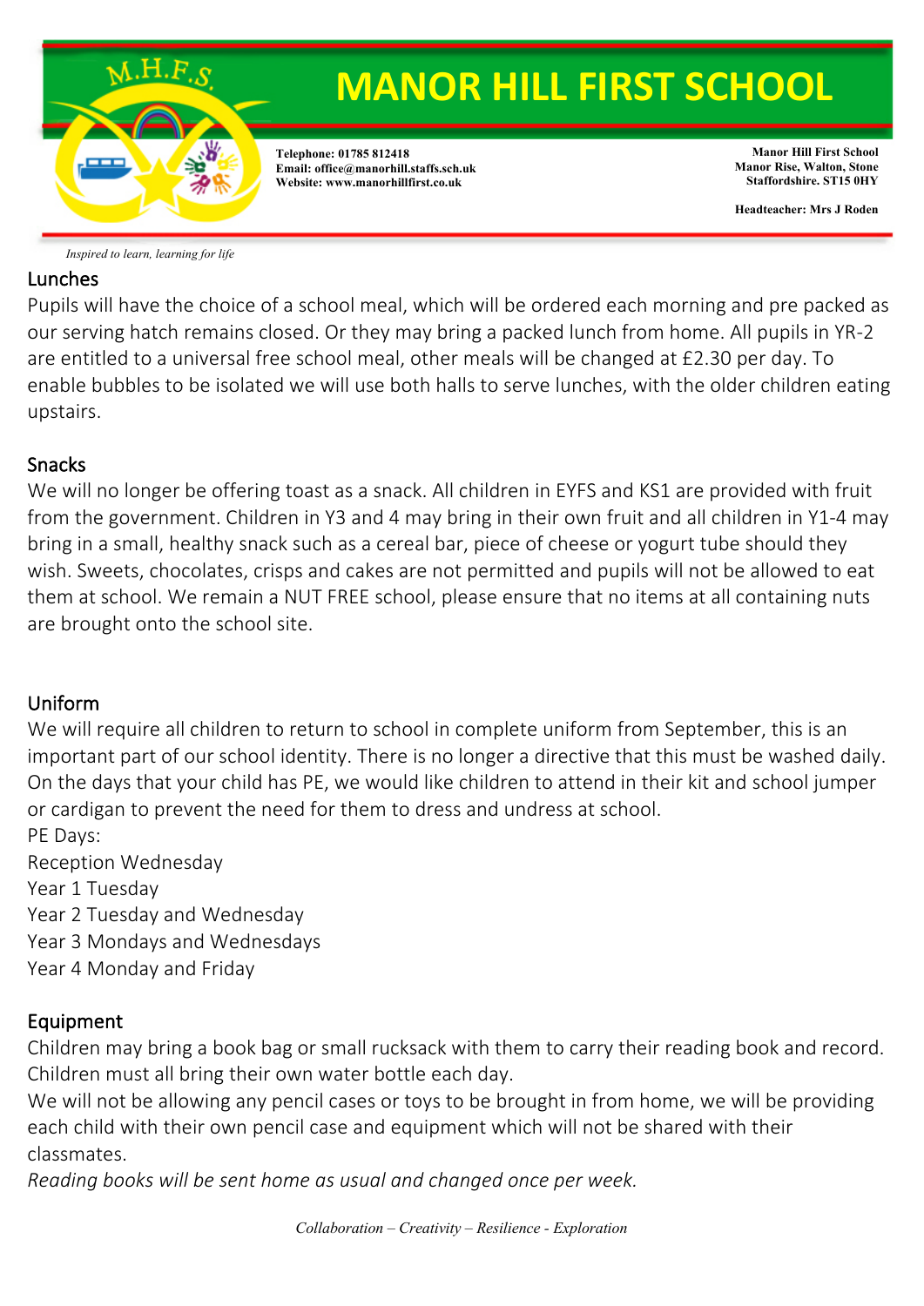# MANOR HILL FIRST SCHOOL

**Telephone: 01785 812418**
**Email: office@manorhill.staffs.sch.uk**
**Website: www.manorhillfirst.co.uk**

**Manor Hill First School**
**Manor Rise, Walton, Stone**
**Staffordshire. ST15 0HY**

**Headteacher: Mrs J Roden**

*Inspired to learn, learning for life*

## Lunches

Pupils will have the choice of a school meal, which will be ordered each morning and pre packed as our serving hatch remains closed. Or they may bring a packed lunch from home. All pupils in YR-2 are entitled to a universal free school meal, other meals will be changed at £2.30 per day. To enable bubbles to be isolated we will use both halls to serve lunches, with the older children eating upstairs.

## Snacks

We will no longer be offering toast as a snack. All children in EYFS and KS1 are provided with fruit from the government. Children in Y3 and 4 may bring in their own fruit and all children in Y1-4 may bring in a small, healthy snack such as a cereal bar, piece of cheese or yogurt tube should they wish. Sweets, chocolates, crisps and cakes are not permitted and pupils will not be allowed to eat them at school. We remain a NUT FREE school, please ensure that no items at all containing nuts are brought onto the school site.

## Uniform

We will require all children to return to school in complete uniform from September, this is an important part of our school identity. There is no longer a directive that this must be washed daily. On the days that your child has PE, we would like children to attend in their kit and school jumper or cardigan to prevent the need for them to dress and undress at school.

PE Days:
Reception Wednesday
Year 1 Tuesday
Year 2 Tuesday and Wednesday
Year 3 Mondays and Wednesdays
Year 4 Monday and Friday

## Equipment

Children may bring a book bag or small rucksack with them to carry their reading book and record. Children must all bring their own water bottle each day.

We will not be allowing any pencil cases or toys to be brought in from home, we will be providing each child with their own pencil case and equipment which will not be shared with their classmates.

*Reading books will be sent home as usual and changed once per week.*

*Collaboration – Creativity – Resilience - Exploration*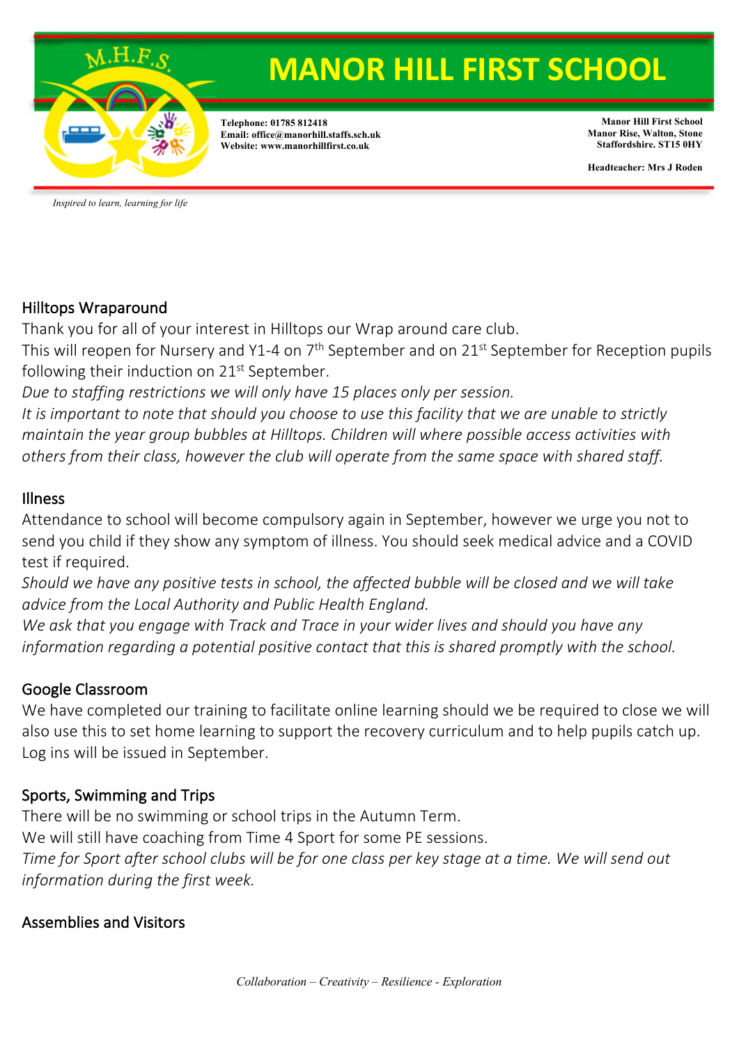## Hilltops Wraparound

Thank you for all of your interest in Hilltops our Wrap around care club.

This will reopen for Nursery and Y1-4 on 7th September and on 21st September for Reception pupils following their induction on 21st September.

*Due to staffing restrictions we will only have 15 places only per session.*

*It is important to note that should you choose to use this facility that we are unable to strictly maintain the year group bubbles at Hilltops. Children will where possible access activities with others from their class, however the club will operate from the same space with shared staff.*

## Illness

Attendance to school will become compulsory again in September, however we urge you not to send you child if they show any symptom of illness. You should seek medical advice and a COVID test if required.

*Should we have any positive tests in school, the affected bubble will be closed and we will take advice from the Local Authority and Public Health England.*

*We ask that you engage with Track and Trace in your wider lives and should you have any information regarding a potential positive contact that this is shared promptly with the school.*

## Google Classroom

We have completed our training to facilitate online learning should we be required to close we will also use this to set home learning to support the recovery curriculum and to help pupils catch up. Log ins will be issued in September.

## Sports, Swimming and Trips

There will be no swimming or school trips in the Autumn Term.

We will still have coaching from Time 4 Sport for some PE sessions.

*Time for Sport after school clubs will be for one class per key stage at a time. We will send out information during the first week.*

## Assemblies and Visitors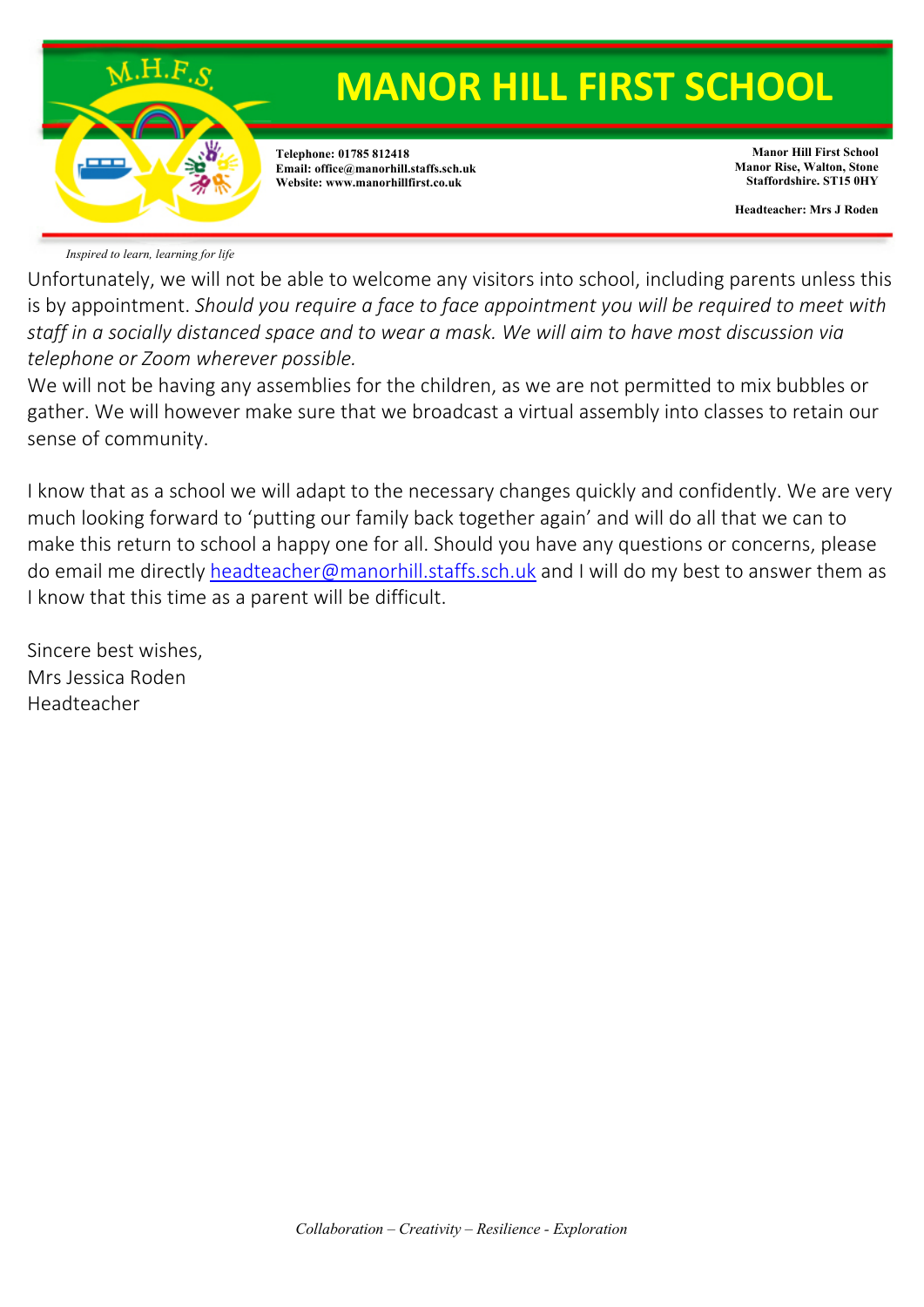Unfortunately, we will not be able to welcome any visitors into school, including parents unless this is by appointment. *Should you require a face to face appointment you will be required to meet with staff in a socially distanced space and to wear a mask. We will aim to have most discussion via telephone or Zoom wherever possible.*

We will not be having any assemblies for the children, as we are not permitted to mix bubbles or gather. We will however make sure that we broadcast a virtual assembly into classes to retain our sense of community.

I know that as a school we will adapt to the necessary changes quickly and confidently. We are very much looking forward to 'putting our family back together again' and will do all that we can to make this return to school a happy one for all. Should you have any questions or concerns, please do email me directly [headteacher@manorhill.staffs.sch.uk](mailto:headteacher@manorhill.staffs.sch.uk) and I will do my best to answer them as I know that this time as a parent will be difficult.

Sincere best wishes,
Mrs Jessica Roden
Headteacher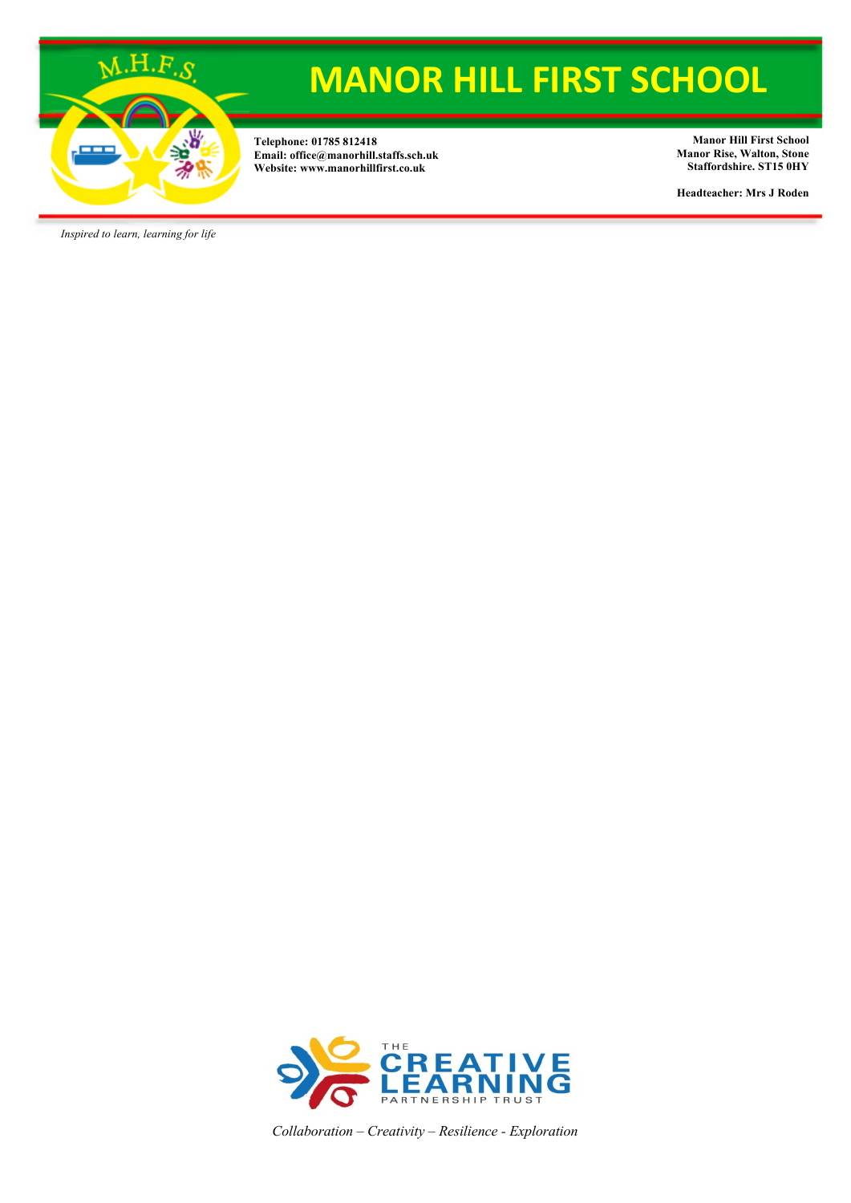# MANOR HILL FIRST SCHOOL

**Telephone: 01785 812418**
**Email: office@manorhill.staffs.sch.uk**
**Website: www.manorhillfirst.co.uk**

**Manor Hill First School**
**Manor Rise, Walton, Stone**
**Staffordshire. ST15 0HY**

**Headteacher: Mrs J Roden**

*Inspired to learn, learning for life*

THE CREATIVE LEARNING PARTNERSHIP TRUST

*Collaboration – Creativity – Resilience - Exploration*